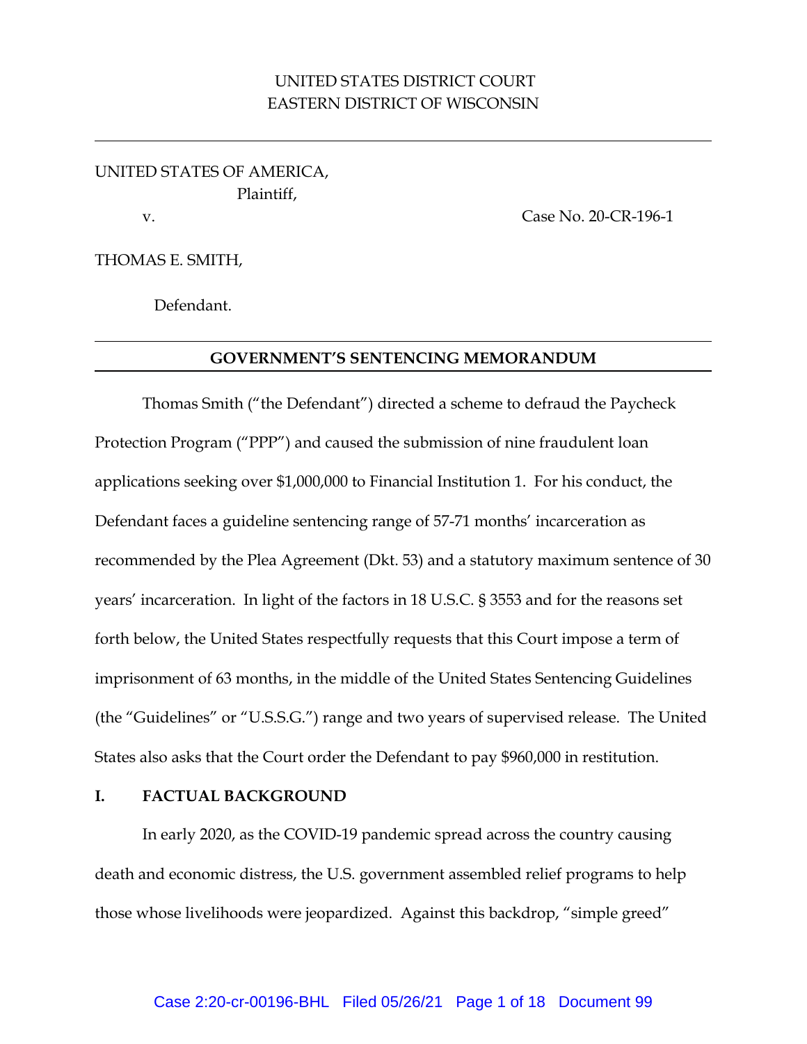UNITED STATES DISTRICT COURT
EASTERN DISTRICT OF WISCONSIN

---

UNITED STATES OF AMERICA,
Plaintiff,

v. Case No. 20-CR-196-1

THOMAS E. SMITH,

Defendant.

---

**GOVERNMENT'S SENTENCING MEMORANDUM**

---

Thomas Smith ("the Defendant") directed a scheme to defraud the Paycheck Protection Program ("PPP") and caused the submission of nine fraudulent loan applications seeking over $1,000,000 to Financial Institution 1. For his conduct, the Defendant faces a guideline sentencing range of 57-71 months' incarceration as recommended by the Plea Agreement (Dkt. 53) and a statutory maximum sentence of 30 years' incarceration. In light of the factors in 18 U.S.C. § 3553 and for the reasons set forth below, the United States respectfully requests that this Court impose a term of imprisonment of 63 months, in the middle of the United States Sentencing Guidelines (the "Guidelines" or "U.S.S.G.") range and two years of supervised release. The United States also asks that the Court order the Defendant to pay $960,000 in restitution.

## I. FACTUAL BACKGROUND

In early 2020, as the COVID-19 pandemic spread across the country causing death and economic distress, the U.S. government assembled relief programs to help those whose livelihoods were jeopardized. Against this backdrop, "simple greed"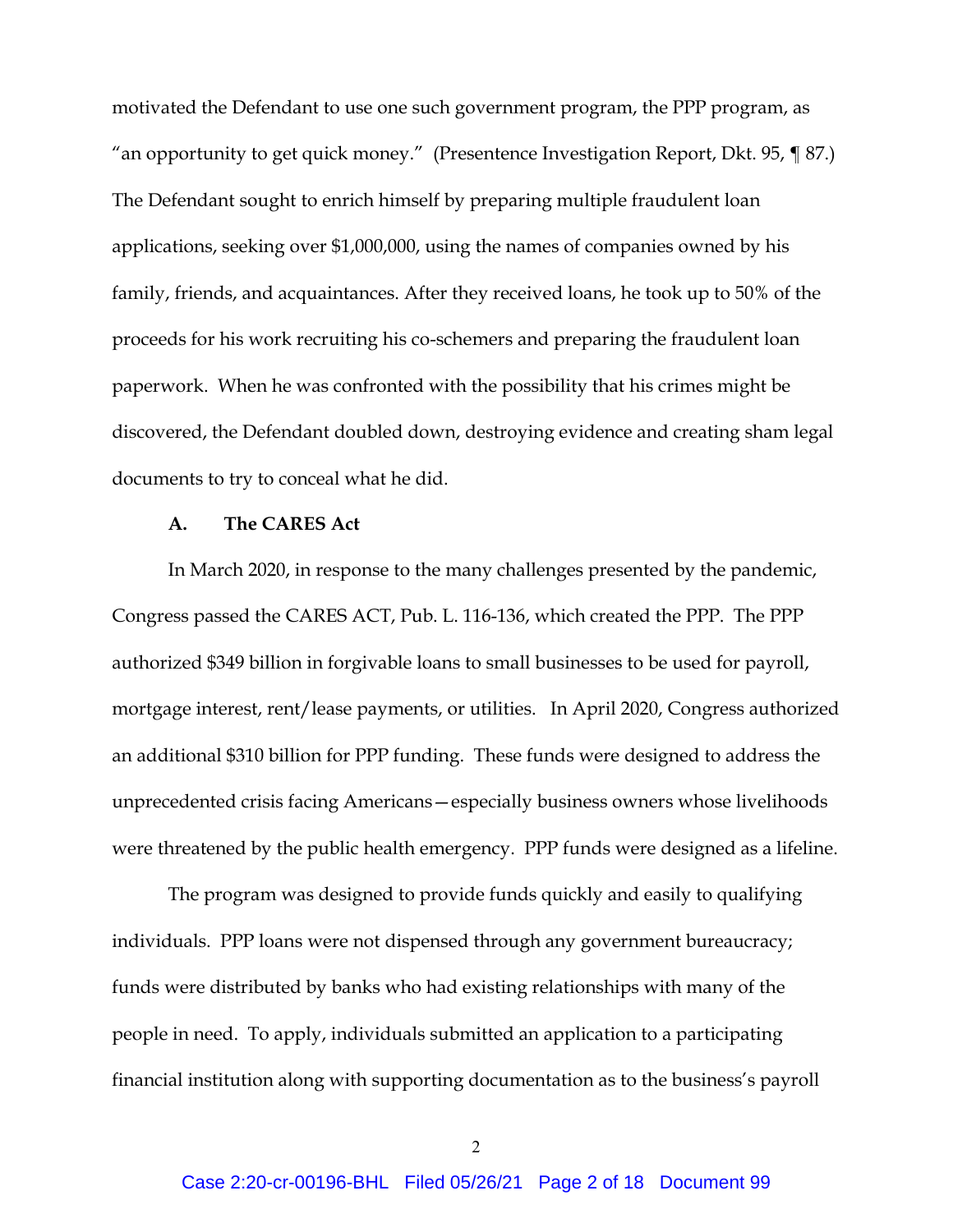motivated the Defendant to use one such government program, the PPP program, as "an opportunity to get quick money." (Presentence Investigation Report, Dkt. 95, ¶ 87.) The Defendant sought to enrich himself by preparing multiple fraudulent loan applications, seeking over $1,000,000, using the names of companies owned by his family, friends, and acquaintances. After they received loans, he took up to 50% of the proceeds for his work recruiting his co-schemers and preparing the fraudulent loan paperwork. When he was confronted with the possibility that his crimes might be discovered, the Defendant doubled down, destroying evidence and creating sham legal documents to try to conceal what he did.

### A. The CARES Act

In March 2020, in response to the many challenges presented by the pandemic, Congress passed the CARES ACT, Pub. L. 116-136, which created the PPP. The PPP authorized $349 billion in forgivable loans to small businesses to be used for payroll, mortgage interest, rent/lease payments, or utilities. In April 2020, Congress authorized an additional $310 billion for PPP funding. These funds were designed to address the unprecedented crisis facing Americans—especially business owners whose livelihoods were threatened by the public health emergency. PPP funds were designed as a lifeline.

The program was designed to provide funds quickly and easily to qualifying individuals. PPP loans were not dispensed through any government bureaucracy; funds were distributed by banks who had existing relationships with many of the people in need. To apply, individuals submitted an application to a participating financial institution along with supporting documentation as to the business's payroll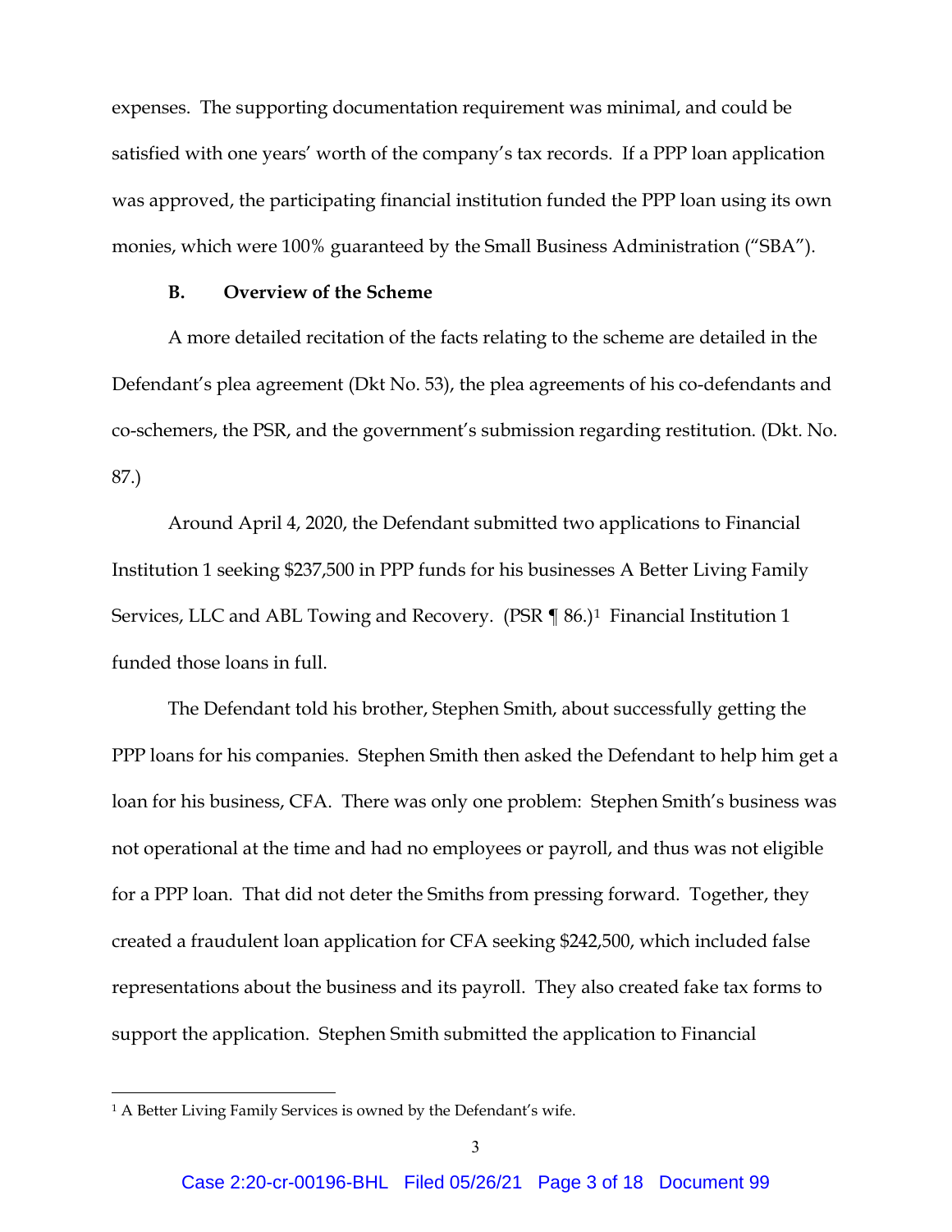expenses. The supporting documentation requirement was minimal, and could be satisfied with one years' worth of the company's tax records. If a PPP loan application was approved, the participating financial institution funded the PPP loan using its own monies, which were 100% guaranteed by the Small Business Administration ("SBA").

### B. Overview of the Scheme

A more detailed recitation of the facts relating to the scheme are detailed in the Defendant's plea agreement (Dkt No. 53), the plea agreements of his co-defendants and co-schemers, the PSR, and the government's submission regarding restitution. (Dkt. No. 87.)

Around April 4, 2020, the Defendant submitted two applications to Financial Institution 1 seeking $237,500 in PPP funds for his businesses A Better Living Family Services, LLC and ABL Towing and Recovery. (PSR ¶ 86.)[1] Financial Institution 1 funded those loans in full.

The Defendant told his brother, Stephen Smith, about successfully getting the PPP loans for his companies. Stephen Smith then asked the Defendant to help him get a loan for his business, CFA. There was only one problem: Stephen Smith's business was not operational at the time and had no employees or payroll, and thus was not eligible for a PPP loan. That did not deter the Smiths from pressing forward. Together, they created a fraudulent loan application for CFA seeking $242,500, which included false representations about the business and its payroll. They also created fake tax forms to support the application. Stephen Smith submitted the application to Financial

---

[1] A Better Living Family Services is owned by the Defendant's wife.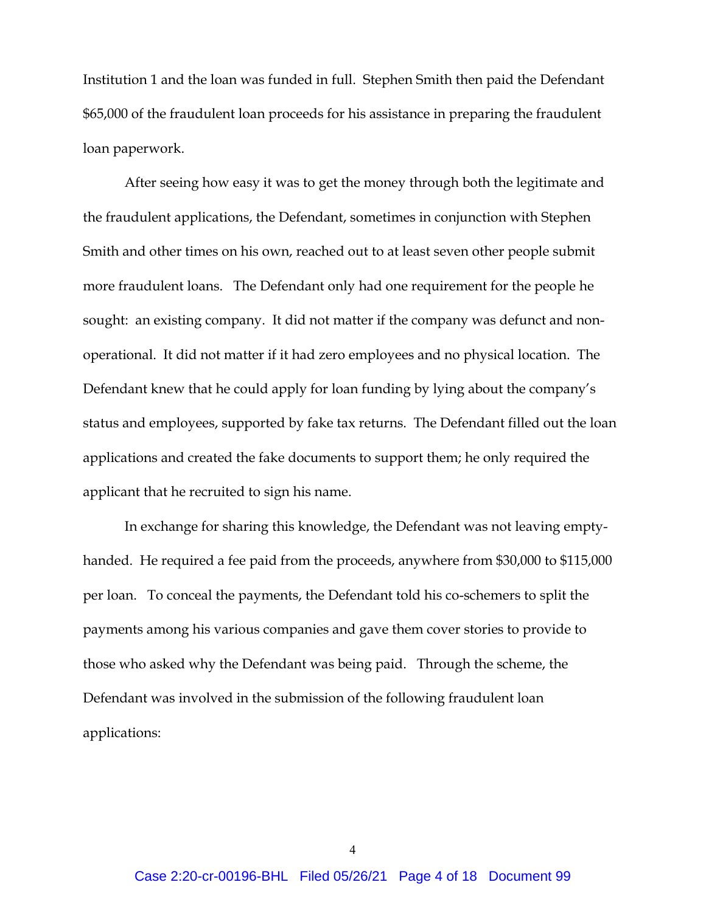Institution 1 and the loan was funded in full. Stephen Smith then paid the Defendant $65,000 of the fraudulent loan proceeds for his assistance in preparing the fraudulent loan paperwork.

After seeing how easy it was to get the money through both the legitimate and the fraudulent applications, the Defendant, sometimes in conjunction with Stephen Smith and other times on his own, reached out to at least seven other people submit more fraudulent loans. The Defendant only had one requirement for the people he sought: an existing company. It did not matter if the company was defunct and non-operational. It did not matter if it had zero employees and no physical location. The Defendant knew that he could apply for loan funding by lying about the company's status and employees, supported by fake tax returns. The Defendant filled out the loan applications and created the fake documents to support them; he only required the applicant that he recruited to sign his name.

In exchange for sharing this knowledge, the Defendant was not leaving empty-handed. He required a fee paid from the proceeds, anywhere from $30,000 to $115,000 per loan. To conceal the payments, the Defendant told his co-schemers to split the payments among his various companies and gave them cover stories to provide to those who asked why the Defendant was being paid. Through the scheme, the Defendant was involved in the submission of the following fraudulent loan applications: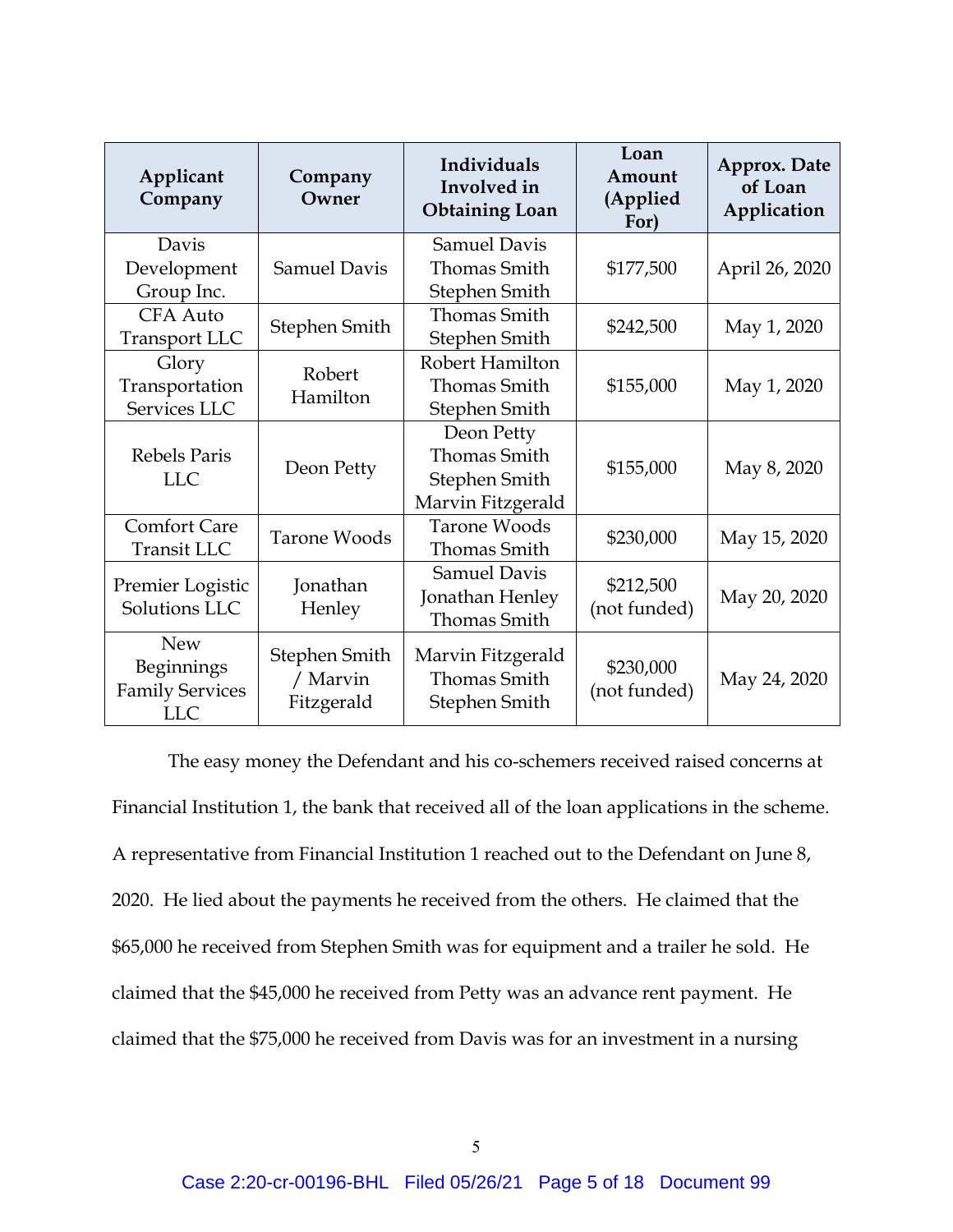| Applicant Company | Company Owner | Individuals Involved in Obtaining Loan | Loan Amount (Applied For) | Approx. Date of Loan Application |
|---|---|---|---|---|
| Davis Development Group Inc. | Samuel Davis | Samuel Davis<br>Thomas Smith<br>Stephen Smith | $177,500 | April 26, 2020 |
| CFA Auto Transport LLC | Stephen Smith | Thomas Smith<br>Stephen Smith | $242,500 | May 1, 2020 |
| Glory Transportation Services LLC | Robert Hamilton | Robert Hamilton<br>Thomas Smith<br>Stephen Smith | $155,000 | May 1, 2020 |
| Rebels Paris LLC | Deon Petty | Deon Petty<br>Thomas Smith<br>Stephen Smith<br>Marvin Fitzgerald | $155,000 | May 8, 2020 |
| Comfort Care Transit LLC | Tarone Woods | Tarone Woods<br>Thomas Smith | $230,000 | May 15, 2020 |
| Premier Logistic Solutions LLC | Jonathan Henley | Samuel Davis<br>Jonathan Henley<br>Thomas Smith | $212,500 (not funded) | May 20, 2020 |
| New Beginnings Family Services LLC | Stephen Smith / Marvin Fitzgerald | Marvin Fitzgerald<br>Thomas Smith<br>Stephen Smith | $230,000 (not funded) | May 24, 2020 |

The easy money the Defendant and his co-schemers received raised concerns at Financial Institution 1, the bank that received all of the loan applications in the scheme. A representative from Financial Institution 1 reached out to the Defendant on June 8, 2020. He lied about the payments he received from the others. He claimed that the $65,000 he received from Stephen Smith was for equipment and a trailer he sold. He claimed that the $45,000 he received from Petty was an advance rent payment. He claimed that the $75,000 he received from Davis was for an investment in a nursing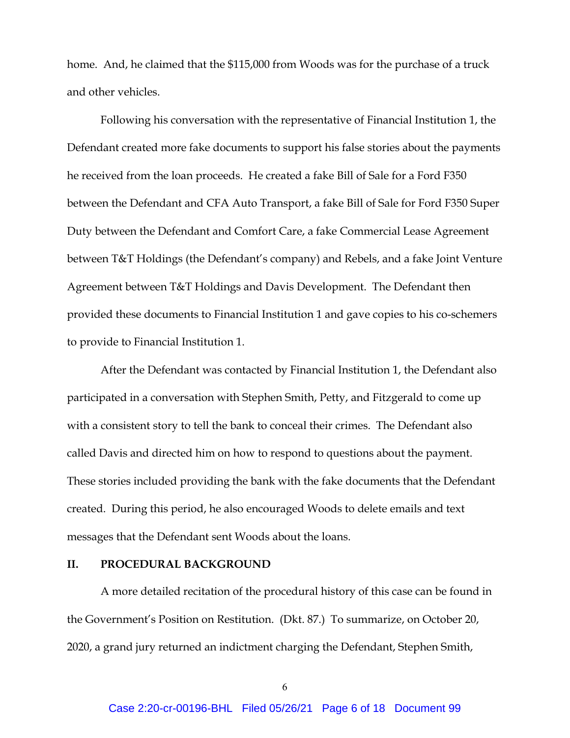home. And, he claimed that the $115,000 from Woods was for the purchase of a truck and other vehicles.

Following his conversation with the representative of Financial Institution 1, the Defendant created more fake documents to support his false stories about the payments he received from the loan proceeds. He created a fake Bill of Sale for a Ford F350 between the Defendant and CFA Auto Transport, a fake Bill of Sale for Ford F350 Super Duty between the Defendant and Comfort Care, a fake Commercial Lease Agreement between T&T Holdings (the Defendant's company) and Rebels, and a fake Joint Venture Agreement between T&T Holdings and Davis Development. The Defendant then provided these documents to Financial Institution 1 and gave copies to his co-schemers to provide to Financial Institution 1.

After the Defendant was contacted by Financial Institution 1, the Defendant also participated in a conversation with Stephen Smith, Petty, and Fitzgerald to come up with a consistent story to tell the bank to conceal their crimes. The Defendant also called Davis and directed him on how to respond to questions about the payment. These stories included providing the bank with the fake documents that the Defendant created. During this period, he also encouraged Woods to delete emails and text messages that the Defendant sent Woods about the loans.

## II. PROCEDURAL BACKGROUND

A more detailed recitation of the procedural history of this case can be found in the Government's Position on Restitution. (Dkt. 87.) To summarize, on October 20, 2020, a grand jury returned an indictment charging the Defendant, Stephen Smith,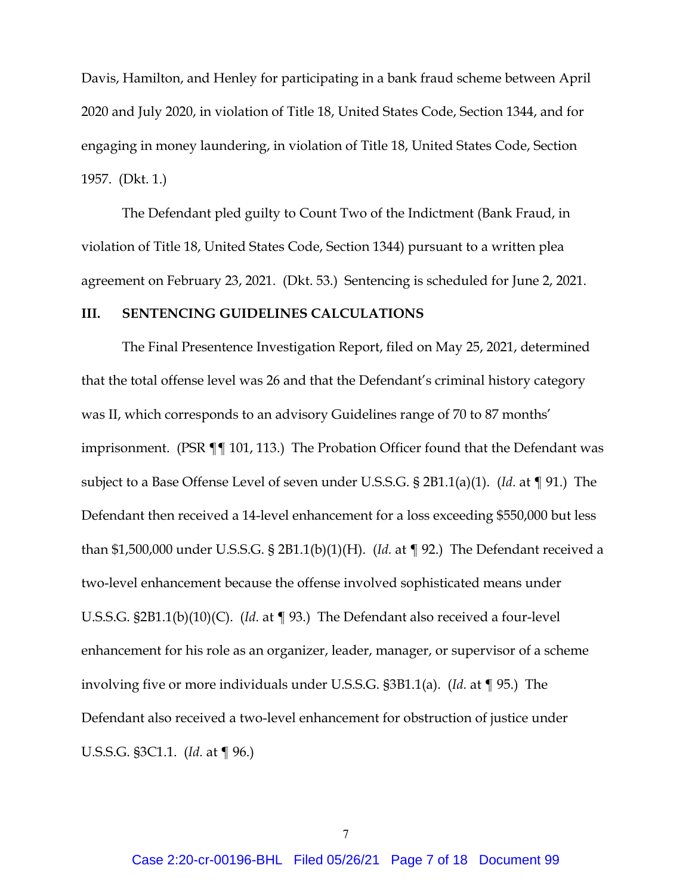Davis, Hamilton, and Henley for participating in a bank fraud scheme between April 2020 and July 2020, in violation of Title 18, United States Code, Section 1344, and for engaging in money laundering, in violation of Title 18, United States Code, Section 1957. (Dkt. 1.)

The Defendant pled guilty to Count Two of the Indictment (Bank Fraud, in violation of Title 18, United States Code, Section 1344) pursuant to a written plea agreement on February 23, 2021. (Dkt. 53.) Sentencing is scheduled for June 2, 2021.

## III. SENTENCING GUIDELINES CALCULATIONS

The Final Presentence Investigation Report, filed on May 25, 2021, determined that the total offense level was 26 and that the Defendant's criminal history category was II, which corresponds to an advisory Guidelines range of 70 to 87 months' imprisonment. (PSR ¶¶ 101, 113.) The Probation Officer found that the Defendant was subject to a Base Offense Level of seven under U.S.S.G. § 2B1.1(a)(1). (*Id.* at ¶ 91.) The Defendant then received a 14-level enhancement for a loss exceeding $550,000 but less than $1,500,000 under U.S.S.G. § 2B1.1(b)(1)(H). (*Id.* at ¶ 92.) The Defendant received a two-level enhancement because the offense involved sophisticated means under U.S.S.G. §2B1.1(b)(10)(C). (*Id.* at ¶ 93.) The Defendant also received a four-level enhancement for his role as an organizer, leader, manager, or supervisor of a scheme involving five or more individuals under U.S.S.G. §3B1.1(a). (*Id.* at ¶ 95.) The Defendant also received a two-level enhancement for obstruction of justice under U.S.S.G. §3C1.1. (*Id.* at ¶ 96.)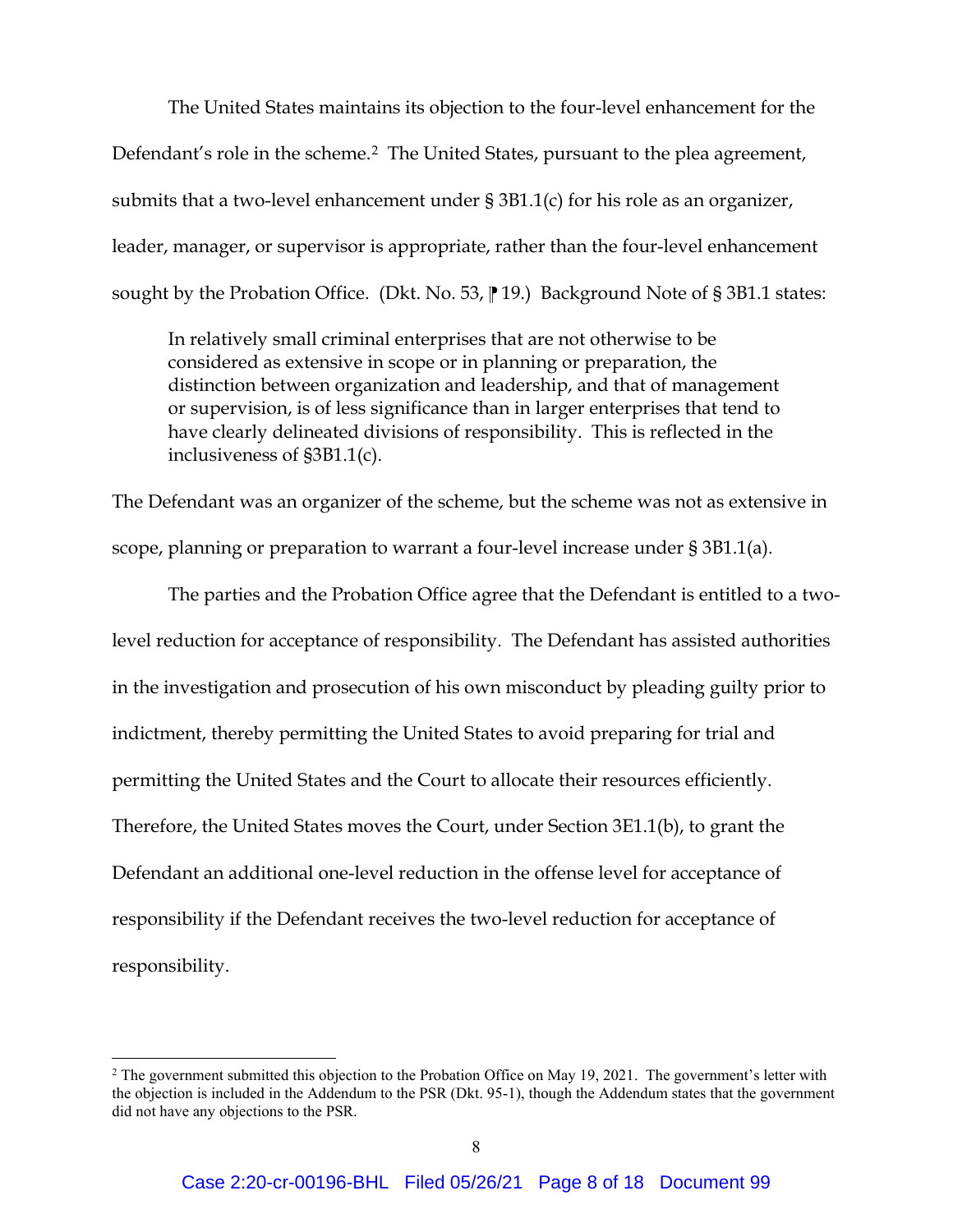The United States maintains its objection to the four-level enhancement for the Defendant's role in the scheme.[2] The United States, pursuant to the plea agreement, submits that a two-level enhancement under § 3B1.1(c) for his role as an organizer, leader, manager, or supervisor is appropriate, rather than the four-level enhancement sought by the Probation Office. (Dkt. No. 53, ⁋ 19.) Background Note of § 3B1.1 states:

> In relatively small criminal enterprises that are not otherwise to be considered as extensive in scope or in planning or preparation, the distinction between organization and leadership, and that of management or supervision, is of less significance than in larger enterprises that tend to have clearly delineated divisions of responsibility. This is reflected in the inclusiveness of §3B1.1(c).

The Defendant was an organizer of the scheme, but the scheme was not as extensive in scope, planning or preparation to warrant a four-level increase under § 3B1.1(a).

The parties and the Probation Office agree that the Defendant is entitled to a two-level reduction for acceptance of responsibility. The Defendant has assisted authorities in the investigation and prosecution of his own misconduct by pleading guilty prior to indictment, thereby permitting the United States to avoid preparing for trial and permitting the United States and the Court to allocate their resources efficiently. Therefore, the United States moves the Court, under Section 3E1.1(b), to grant the Defendant an additional one-level reduction in the offense level for acceptance of responsibility if the Defendant receives the two-level reduction for acceptance of responsibility.

---

[2] The government submitted this objection to the Probation Office on May 19, 2021. The government's letter with the objection is included in the Addendum to the PSR (Dkt. 95-1), though the Addendum states that the government did not have any objections to the PSR.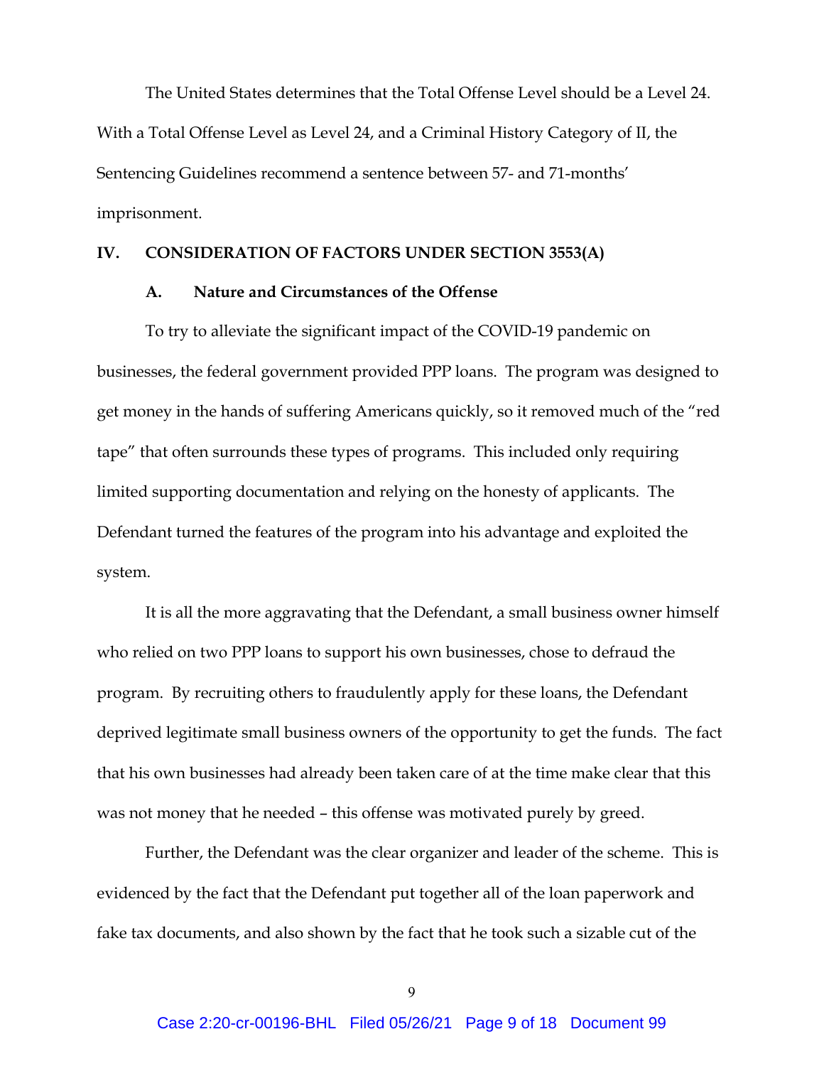The United States determines that the Total Offense Level should be a Level 24. With a Total Offense Level as Level 24, and a Criminal History Category of II, the Sentencing Guidelines recommend a sentence between 57- and 71-months' imprisonment.

## IV. CONSIDERATION OF FACTORS UNDER SECTION 3553(A)

### A. Nature and Circumstances of the Offense

To try to alleviate the significant impact of the COVID-19 pandemic on businesses, the federal government provided PPP loans. The program was designed to get money in the hands of suffering Americans quickly, so it removed much of the "red tape" that often surrounds these types of programs. This included only requiring limited supporting documentation and relying on the honesty of applicants. The Defendant turned the features of the program into his advantage and exploited the system.

It is all the more aggravating that the Defendant, a small business owner himself who relied on two PPP loans to support his own businesses, chose to defraud the program. By recruiting others to fraudulently apply for these loans, the Defendant deprived legitimate small business owners of the opportunity to get the funds. The fact that his own businesses had already been taken care of at the time make clear that this was not money that he needed – this offense was motivated purely by greed.

Further, the Defendant was the clear organizer and leader of the scheme. This is evidenced by the fact that the Defendant put together all of the loan paperwork and fake tax documents, and also shown by the fact that he took such a sizable cut of the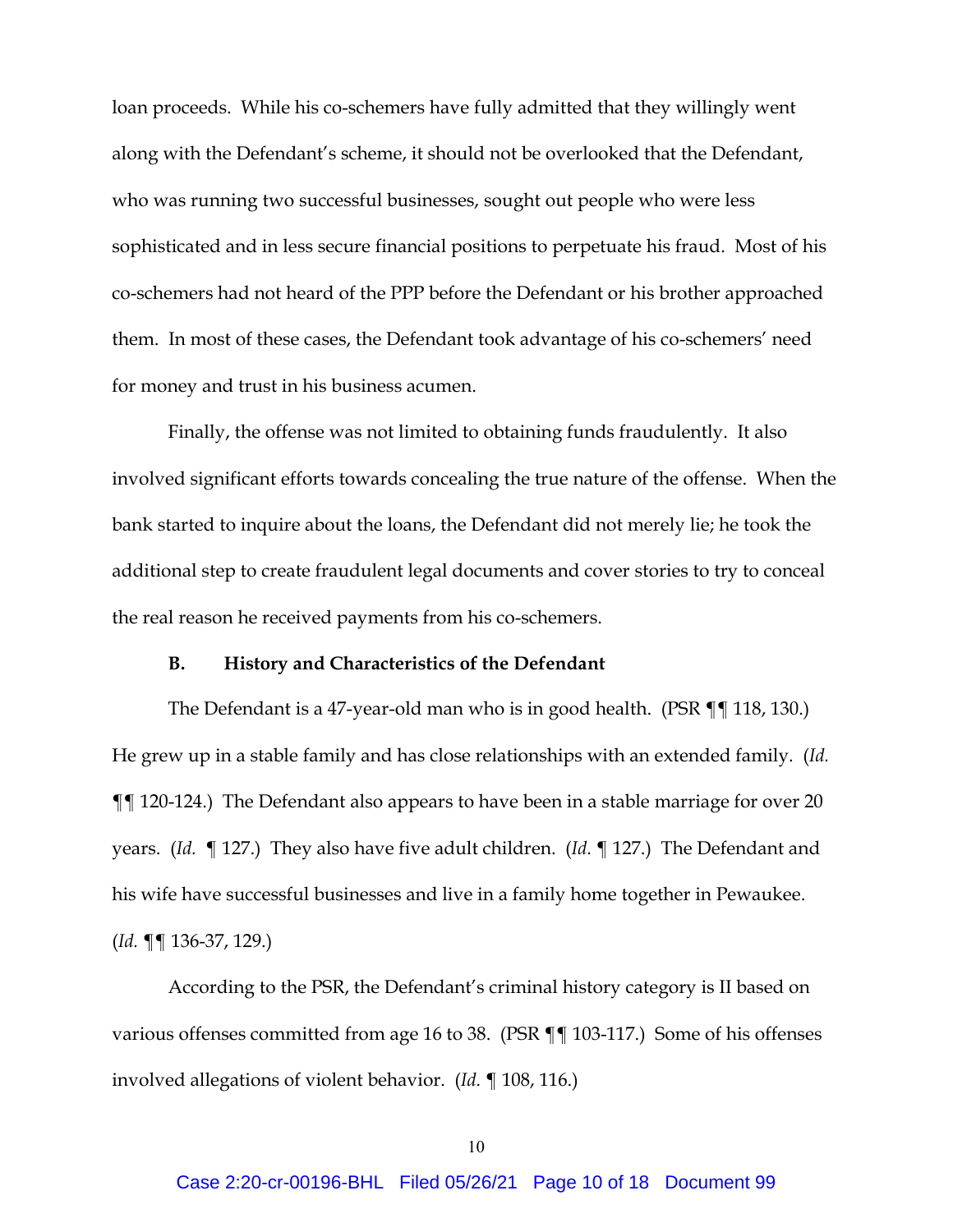loan proceeds. While his co-schemers have fully admitted that they willingly went along with the Defendant's scheme, it should not be overlooked that the Defendant, who was running two successful businesses, sought out people who were less sophisticated and in less secure financial positions to perpetuate his fraud. Most of his co-schemers had not heard of the PPP before the Defendant or his brother approached them. In most of these cases, the Defendant took advantage of his co-schemers' need for money and trust in his business acumen.

Finally, the offense was not limited to obtaining funds fraudulently. It also involved significant efforts towards concealing the true nature of the offense. When the bank started to inquire about the loans, the Defendant did not merely lie; he took the additional step to create fraudulent legal documents and cover stories to try to conceal the real reason he received payments from his co-schemers.

### B. History and Characteristics of the Defendant

The Defendant is a 47-year-old man who is in good health. (PSR ¶¶ 118, 130.) He grew up in a stable family and has close relationships with an extended family. (*Id.* ¶¶ 120-124.) The Defendant also appears to have been in a stable marriage for over 20 years. (*Id.* ¶ 127.) They also have five adult children. (*Id.* ¶ 127.) The Defendant and his wife have successful businesses and live in a family home together in Pewaukee. (*Id.* ¶¶ 136-37, 129.)

According to the PSR, the Defendant's criminal history category is II based on various offenses committed from age 16 to 38. (PSR ¶¶ 103-117.) Some of his offenses involved allegations of violent behavior. (*Id.* ¶ 108, 116.)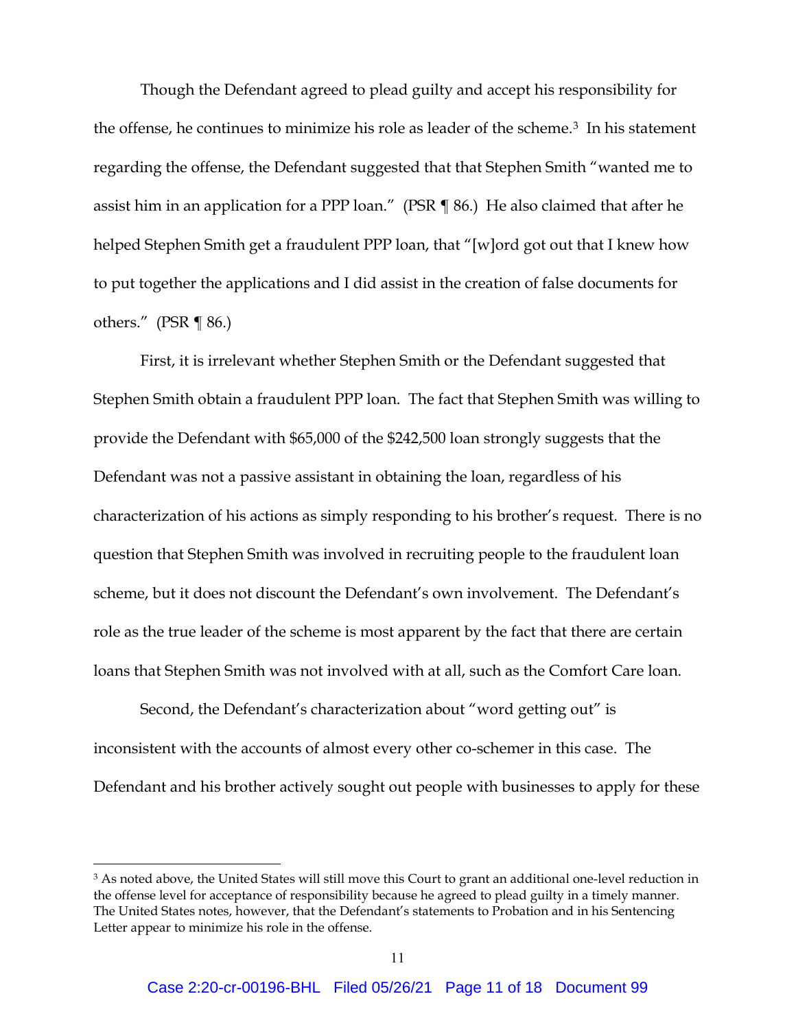Though the Defendant agreed to plead guilty and accept his responsibility for the offense, he continues to minimize his role as leader of the scheme.[3] In his statement regarding the offense, the Defendant suggested that that Stephen Smith "wanted me to assist him in an application for a PPP loan." (PSR ¶ 86.) He also claimed that after he helped Stephen Smith get a fraudulent PPP loan, that "[w]ord got out that I knew how to put together the applications and I did assist in the creation of false documents for others." (PSR ¶ 86.)

First, it is irrelevant whether Stephen Smith or the Defendant suggested that Stephen Smith obtain a fraudulent PPP loan. The fact that Stephen Smith was willing to provide the Defendant with $65,000 of the $242,500 loan strongly suggests that the Defendant was not a passive assistant in obtaining the loan, regardless of his characterization of his actions as simply responding to his brother's request. There is no question that Stephen Smith was involved in recruiting people to the fraudulent loan scheme, but it does not discount the Defendant's own involvement. The Defendant's role as the true leader of the scheme is most apparent by the fact that there are certain loans that Stephen Smith was not involved with at all, such as the Comfort Care loan.

Second, the Defendant's characterization about "word getting out" is inconsistent with the accounts of almost every other co-schemer in this case. The Defendant and his brother actively sought out people with businesses to apply for these

---

[3] As noted above, the United States will still move this Court to grant an additional one-level reduction in the offense level for acceptance of responsibility because he agreed to plead guilty in a timely manner. The United States notes, however, that the Defendant's statements to Probation and in his Sentencing Letter appear to minimize his role in the offense.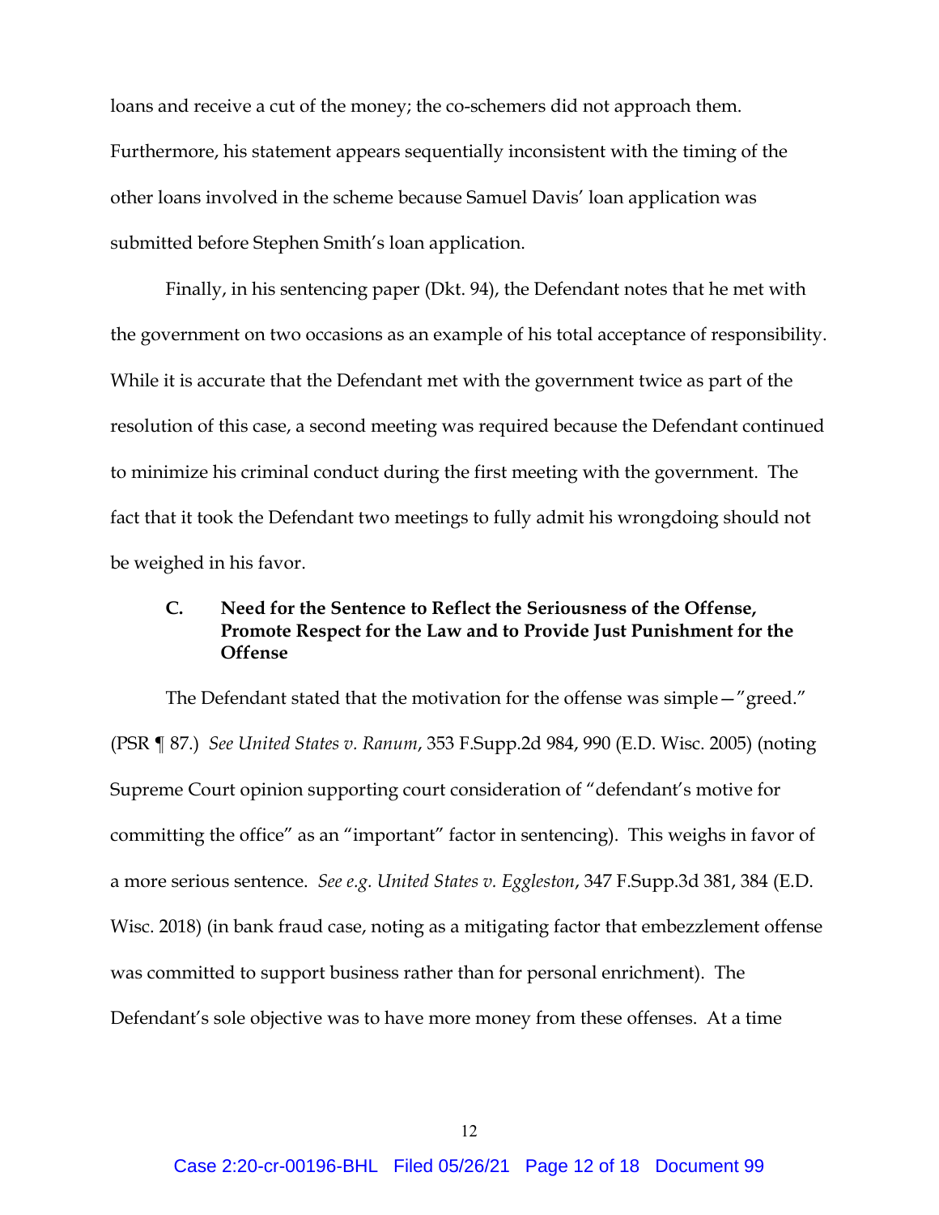loans and receive a cut of the money; the co-schemers did not approach them. Furthermore, his statement appears sequentially inconsistent with the timing of the other loans involved in the scheme because Samuel Davis' loan application was submitted before Stephen Smith's loan application.

Finally, in his sentencing paper (Dkt. 94), the Defendant notes that he met with the government on two occasions as an example of his total acceptance of responsibility. While it is accurate that the Defendant met with the government twice as part of the resolution of this case, a second meeting was required because the Defendant continued to minimize his criminal conduct during the first meeting with the government. The fact that it took the Defendant two meetings to fully admit his wrongdoing should not be weighed in his favor.

### C. Need for the Sentence to Reflect the Seriousness of the Offense, Promote Respect for the Law and to Provide Just Punishment for the Offense

The Defendant stated that the motivation for the offense was simple—"greed." (PSR ¶ 87.) *See United States v. Ranum*, 353 F.Supp.2d 984, 990 (E.D. Wisc. 2005) (noting Supreme Court opinion supporting court consideration of "defendant's motive for committing the office" as an "important" factor in sentencing). This weighs in favor of a more serious sentence. *See e.g. United States v. Eggleston*, 347 F.Supp.3d 381, 384 (E.D. Wisc. 2018) (in bank fraud case, noting as a mitigating factor that embezzlement offense was committed to support business rather than for personal enrichment). The Defendant's sole objective was to have more money from these offenses. At a time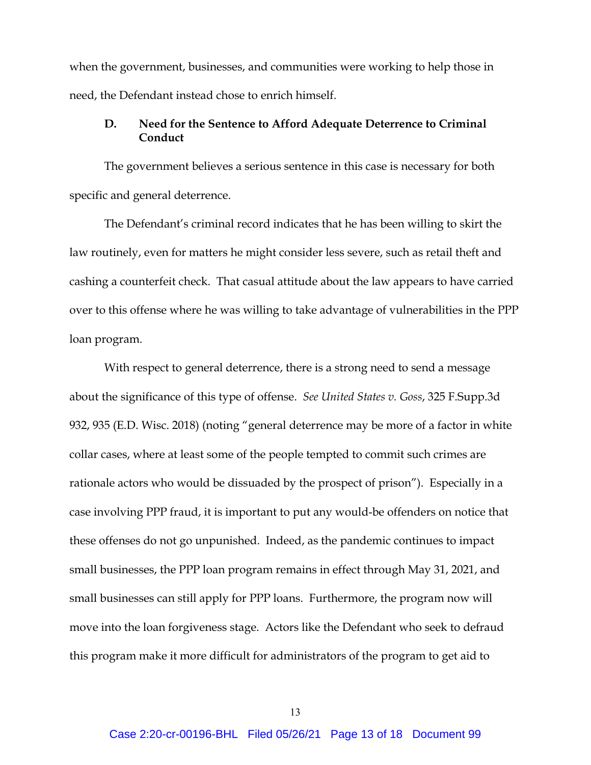when the government, businesses, and communities were working to help those in need, the Defendant instead chose to enrich himself.

### D. Need for the Sentence to Afford Adequate Deterrence to Criminal Conduct

The government believes a serious sentence in this case is necessary for both specific and general deterrence.

The Defendant's criminal record indicates that he has been willing to skirt the law routinely, even for matters he might consider less severe, such as retail theft and cashing a counterfeit check. That casual attitude about the law appears to have carried over to this offense where he was willing to take advantage of vulnerabilities in the PPP loan program.

With respect to general deterrence, there is a strong need to send a message about the significance of this type of offense. *See United States v. Goss*, 325 F.Supp.3d 932, 935 (E.D. Wisc. 2018) (noting "general deterrence may be more of a factor in white collar cases, where at least some of the people tempted to commit such crimes are rationale actors who would be dissuaded by the prospect of prison"). Especially in a case involving PPP fraud, it is important to put any would-be offenders on notice that these offenses do not go unpunished. Indeed, as the pandemic continues to impact small businesses, the PPP loan program remains in effect through May 31, 2021, and small businesses can still apply for PPP loans. Furthermore, the program now will move into the loan forgiveness stage. Actors like the Defendant who seek to defraud this program make it more difficult for administrators of the program to get aid to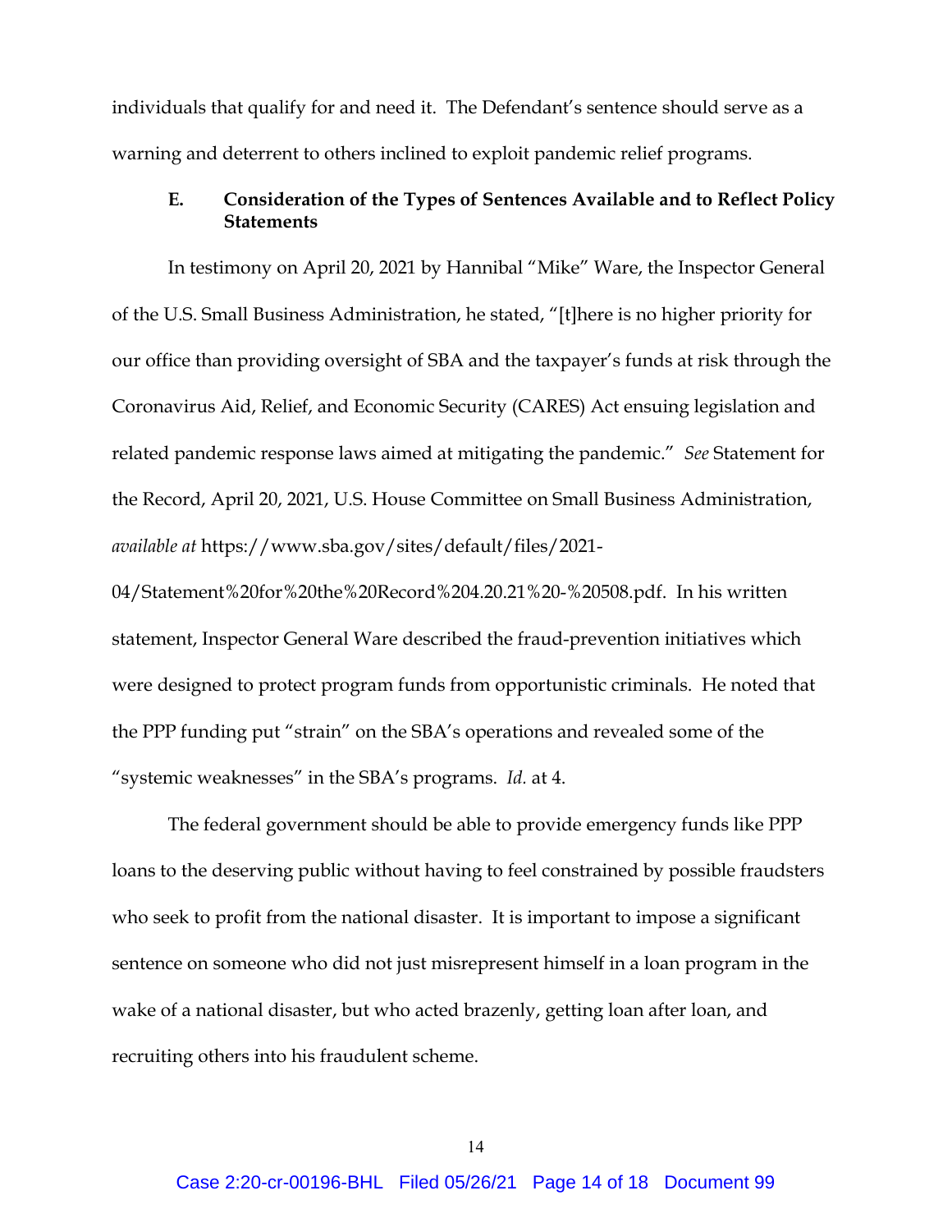individuals that qualify for and need it. The Defendant's sentence should serve as a warning and deterrent to others inclined to exploit pandemic relief programs.

### E. Consideration of the Types of Sentences Available and to Reflect Policy Statements

In testimony on April 20, 2021 by Hannibal "Mike" Ware, the Inspector General of the U.S. Small Business Administration, he stated, "[t]here is no higher priority for our office than providing oversight of SBA and the taxpayer's funds at risk through the Coronavirus Aid, Relief, and Economic Security (CARES) Act ensuing legislation and related pandemic response laws aimed at mitigating the pandemic." *See* Statement for the Record, April 20, 2021, U.S. House Committee on Small Business Administration, *available at* https://www.sba.gov/sites/default/files/2021-04/Statement%20for%20the%20Record%204.20.21%20-%20508.pdf. In his written statement, Inspector General Ware described the fraud-prevention initiatives which were designed to protect program funds from opportunistic criminals. He noted that the PPP funding put "strain" on the SBA's operations and revealed some of the "systemic weaknesses" in the SBA's programs. *Id.* at 4.

The federal government should be able to provide emergency funds like PPP loans to the deserving public without having to feel constrained by possible fraudsters who seek to profit from the national disaster. It is important to impose a significant sentence on someone who did not just misrepresent himself in a loan program in the wake of a national disaster, but who acted brazenly, getting loan after loan, and recruiting others into his fraudulent scheme.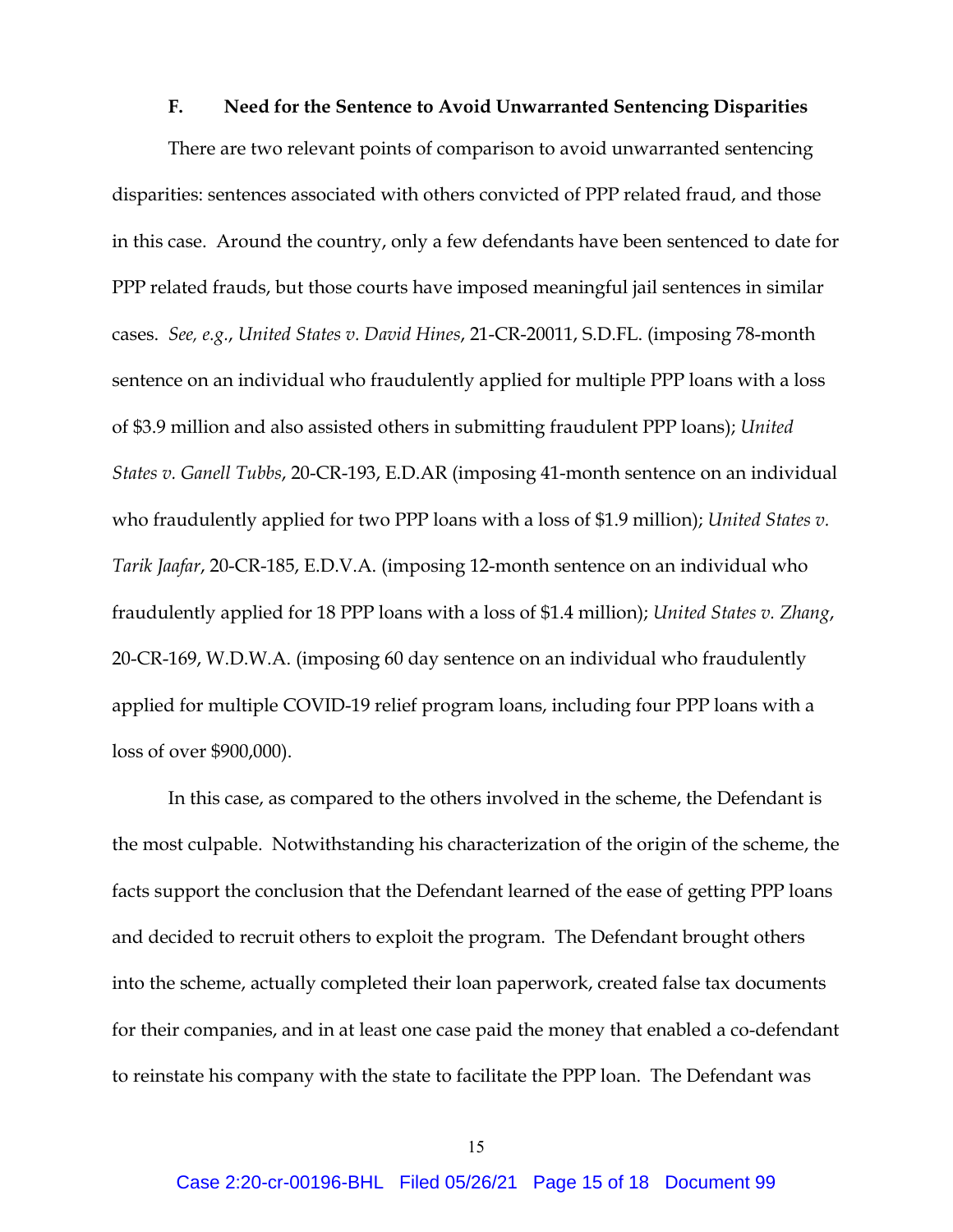### F. Need for the Sentence to Avoid Unwarranted Sentencing Disparities

There are two relevant points of comparison to avoid unwarranted sentencing disparities: sentences associated with others convicted of PPP related fraud, and those in this case. Around the country, only a few defendants have been sentenced to date for PPP related frauds, but those courts have imposed meaningful jail sentences in similar cases. *See, e.g.*, *United States v. David Hines*, 21-CR-20011, S.D.FL. (imposing 78-month sentence on an individual who fraudulently applied for multiple PPP loans with a loss of $3.9 million and also assisted others in submitting fraudulent PPP loans); *United States v. Ganell Tubbs*, 20-CR-193, E.D.AR (imposing 41-month sentence on an individual who fraudulently applied for two PPP loans with a loss of $1.9 million); *United States v. Tarik Jaafar*, 20-CR-185, E.D.V.A. (imposing 12-month sentence on an individual who fraudulently applied for 18 PPP loans with a loss of $1.4 million); *United States v. Zhang*, 20-CR-169, W.D.W.A. (imposing 60 day sentence on an individual who fraudulently applied for multiple COVID-19 relief program loans, including four PPP loans with a loss of over $900,000).

In this case, as compared to the others involved in the scheme, the Defendant is the most culpable. Notwithstanding his characterization of the origin of the scheme, the facts support the conclusion that the Defendant learned of the ease of getting PPP loans and decided to recruit others to exploit the program. The Defendant brought others into the scheme, actually completed their loan paperwork, created false tax documents for their companies, and in at least one case paid the money that enabled a co-defendant to reinstate his company with the state to facilitate the PPP loan. The Defendant was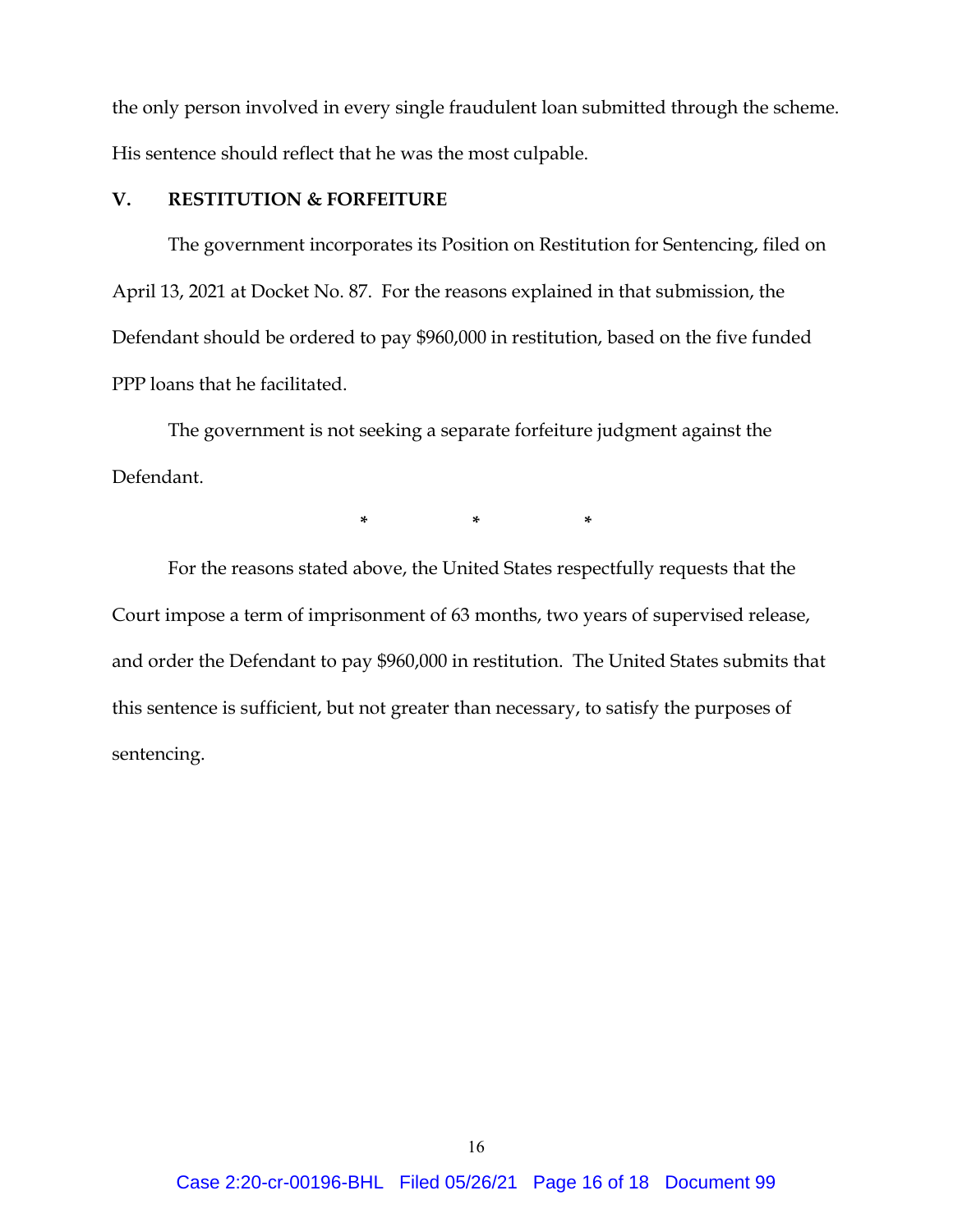the only person involved in every single fraudulent loan submitted through the scheme. His sentence should reflect that he was the most culpable.

## V. RESTITUTION & FORFEITURE

The government incorporates its Position on Restitution for Sentencing, filed on April 13, 2021 at Docket No. 87. For the reasons explained in that submission, the Defendant should be ordered to pay $960,000 in restitution, based on the five funded PPP loans that he facilitated.

The government is not seeking a separate forfeiture judgment against the Defendant.

\* \* \*

For the reasons stated above, the United States respectfully requests that the Court impose a term of imprisonment of 63 months, two years of supervised release, and order the Defendant to pay $960,000 in restitution. The United States submits that this sentence is sufficient, but not greater than necessary, to satisfy the purposes of sentencing.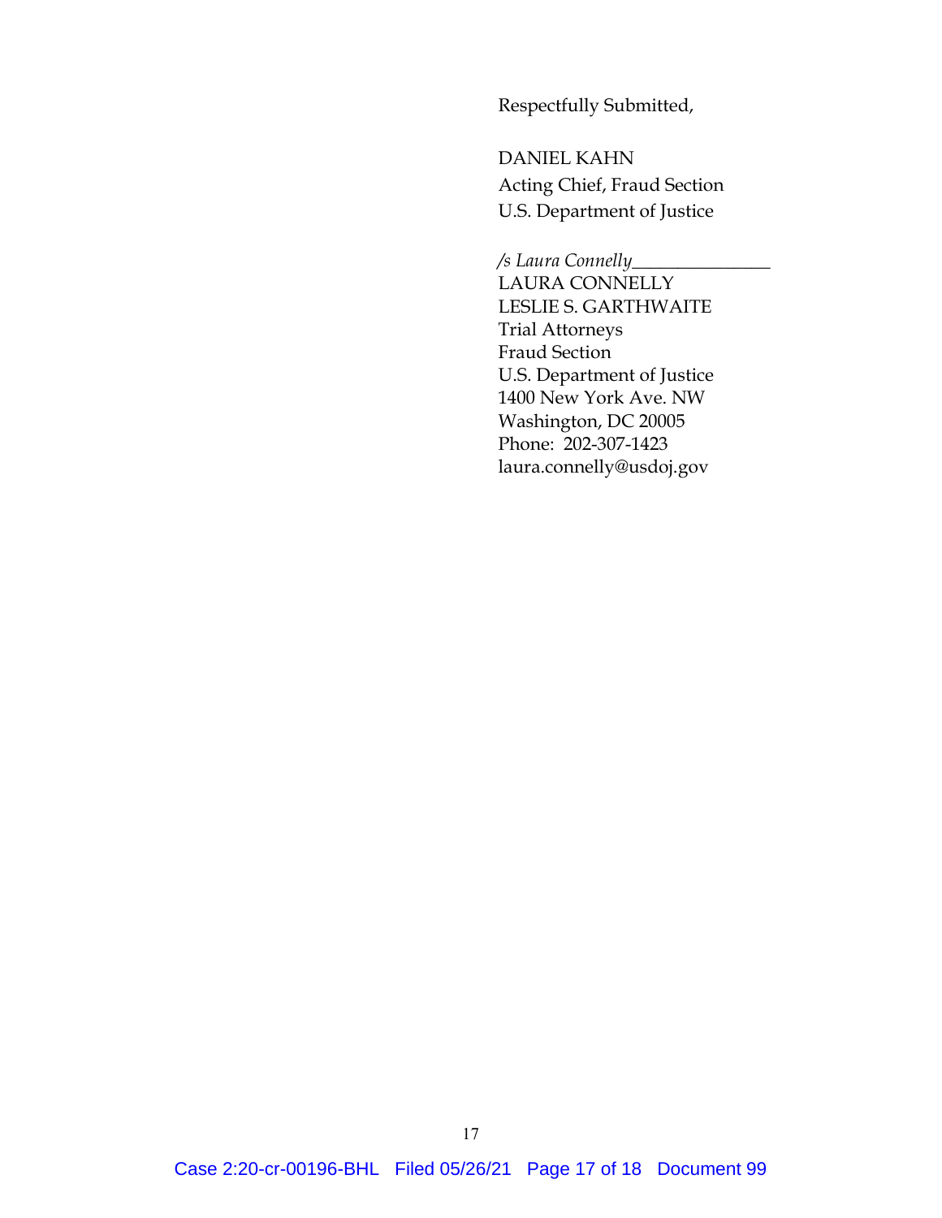Respectfully Submitted,

DANIEL KAHN
Acting Chief, Fraud Section
U.S. Department of Justice

*/s Laura Connelly*_______________
LAURA CONNELLY
LESLIE S. GARTHWAITE
Trial Attorneys
Fraud Section
U.S. Department of Justice
1400 New York Ave. NW
Washington, DC 20005
Phone: 202-307-1423
laura.connelly@usdoj.gov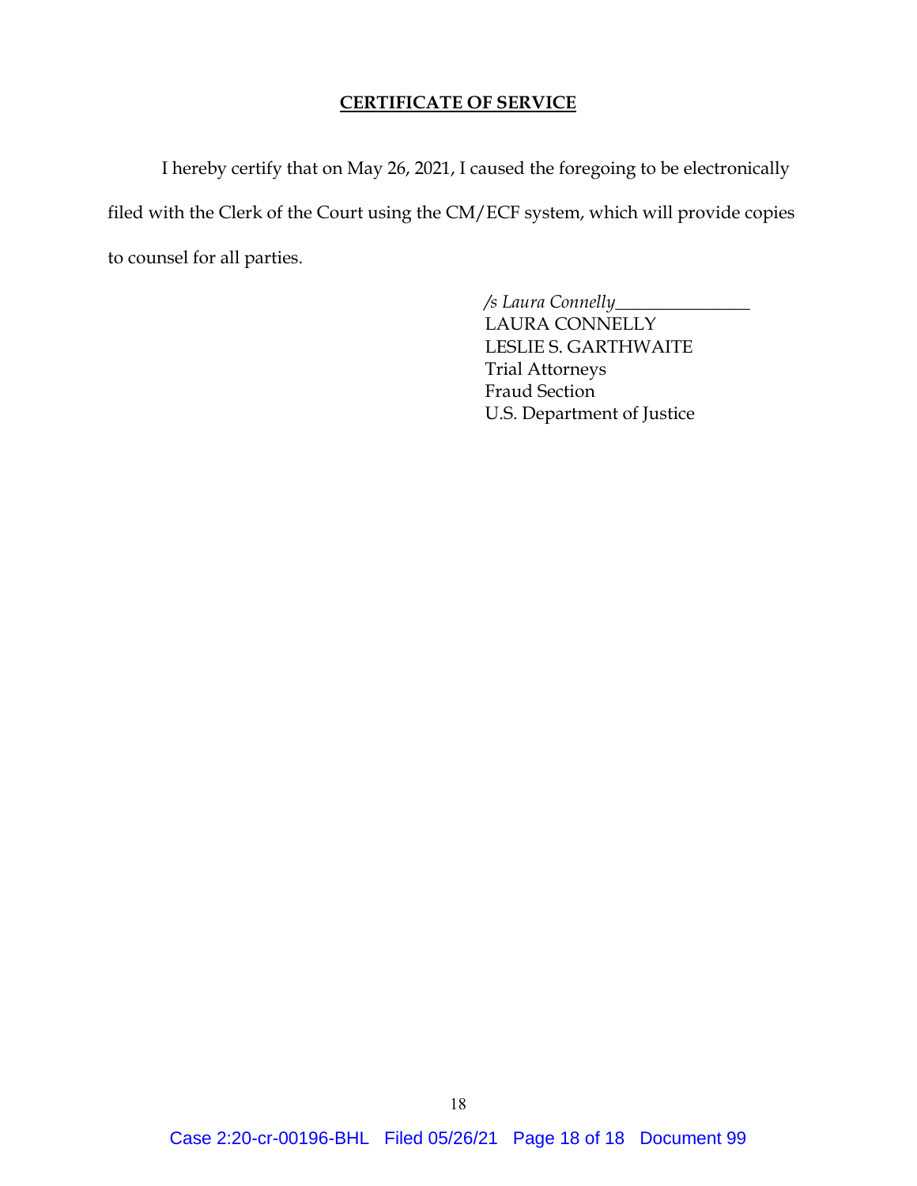**CERTIFICATE OF SERVICE**

I hereby certify that on May 26, 2021, I caused the foregoing to be electronically filed with the Clerk of the Court using the CM/ECF system, which will provide copies to counsel for all parties.

*/s Laura Connelly*\_\_\_\_\_\_\_\_\_\_\_\_\_\_\_\_
LAURA CONNELLY
LESLIE S. GARTHWAITE
Trial Attorneys
Fraud Section
U.S. Department of Justice